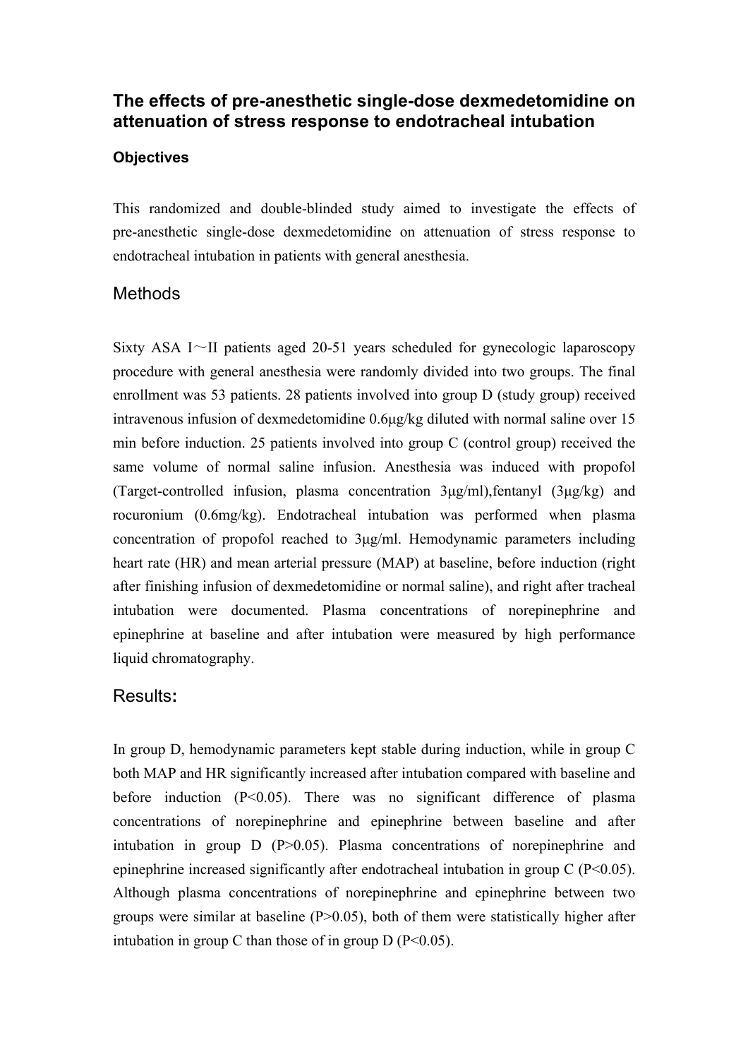# The effects of pre-anesthetic single-dose dexmedetomidine on attenuation of stress response to endotracheal intubation

### Objectives

This randomized and double-blinded study aimed to investigate the effects of pre-anesthetic single-dose dexmedetomidine on attenuation of stress response to endotracheal intubation in patients with general anesthesia.

## Methods

Sixty ASA I～II patients aged 20-51 years scheduled for gynecologic laparoscopy procedure with general anesthesia were randomly divided into two groups. The final enrollment was 53 patients. 28 patients involved into group D (study group) received intravenous infusion of dexmedetomidine 0.6μg/kg diluted with normal saline over 15 min before induction. 25 patients involved into group C (control group) received the same volume of normal saline infusion. Anesthesia was induced with propofol (Target-controlled infusion, plasma concentration 3μg/ml),fentanyl (3μg/kg) and rocuronium (0.6mg/kg). Endotracheal intubation was performed when plasma concentration of propofol reached to 3μg/ml. Hemodynamic parameters including heart rate (HR) and mean arterial pressure (MAP) at baseline, before induction (right after finishing infusion of dexmedetomidine or normal saline), and right after tracheal intubation were documented. Plasma concentrations of norepinephrine and epinephrine at baseline and after intubation were measured by high performance liquid chromatography.

## Results:

In group D, hemodynamic parameters kept stable during induction, while in group C both MAP and HR significantly increased after intubation compared with baseline and before induction ($P<0.05$). There was no significant difference of plasma concentrations of norepinephrine and epinephrine between baseline and after intubation in group D ($P>0.05$). Plasma concentrations of norepinephrine and epinephrine increased significantly after endotracheal intubation in group C ($P<0.05$). Although plasma concentrations of norepinephrine and epinephrine between two groups were similar at baseline ($P>0.05$), both of them were statistically higher after intubation in group C than those of in group D ($P<0.05$).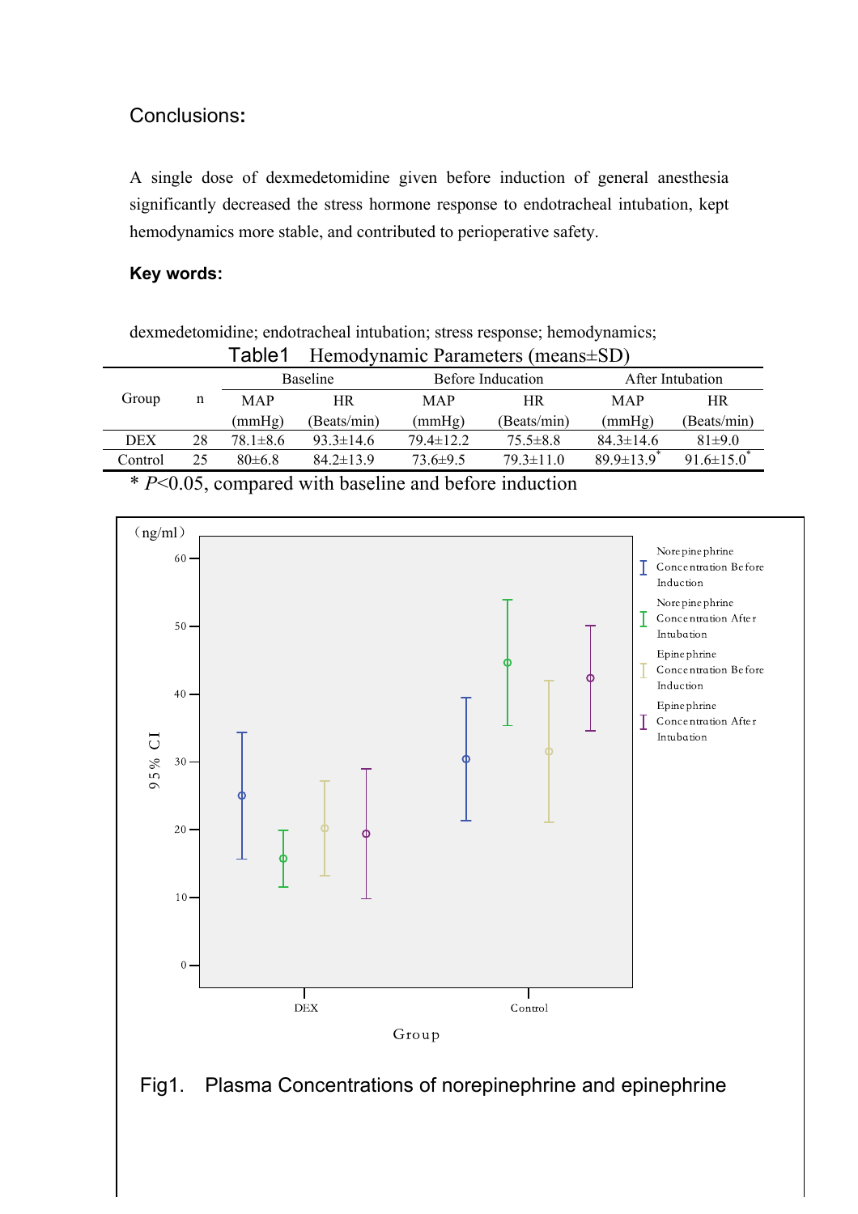## Conclusions:

A single dose of dexmedetomidine given before induction of general anesthesia significantly decreased the stress hormone response to endotracheal intubation, kept hemodynamics more stable, and contributed to perioperative safety.

**Key words:**

dexmedetomidine; endotracheal intubation; stress response; hemodynamics;

Table1 Hemodynamic Parameters (means±SD)

| Group | n | Baseline | | Before Inducation | | After Intubation | |
|---|---|---|---|---|---|---|---|
| | | MAP (mmHg) | HR (Beats/min) | MAP (mmHg) | HR (Beats/min) | MAP (mmHg) | HR (Beats/min) |
| DEX | 28 | 78.1±8.6 | 93.3±14.6 | 79.4±12.2 | 75.5±8.8 | 84.3±14.6 | 81±9.0 |
| Control | 25 | 80±6.8 | 84.2±13.9 | 73.6±9.5 | 79.3±11.0 | 89.9±13.9* | 91.6±15.0* |

* $P<0.05$, compared with baseline and before induction

（ng/ml）
60
50
40
30
20
10
0
95% CI
DEX
Control
Group
Norepinephrine Concentration Before Induction
Norepinephrine Concentration After Intubation
Epinephrine Concentration Before Induction
Epinephrine Concentration After Intubation

Fig1. Plasma Concentrations of norepinephrine and epinephrine